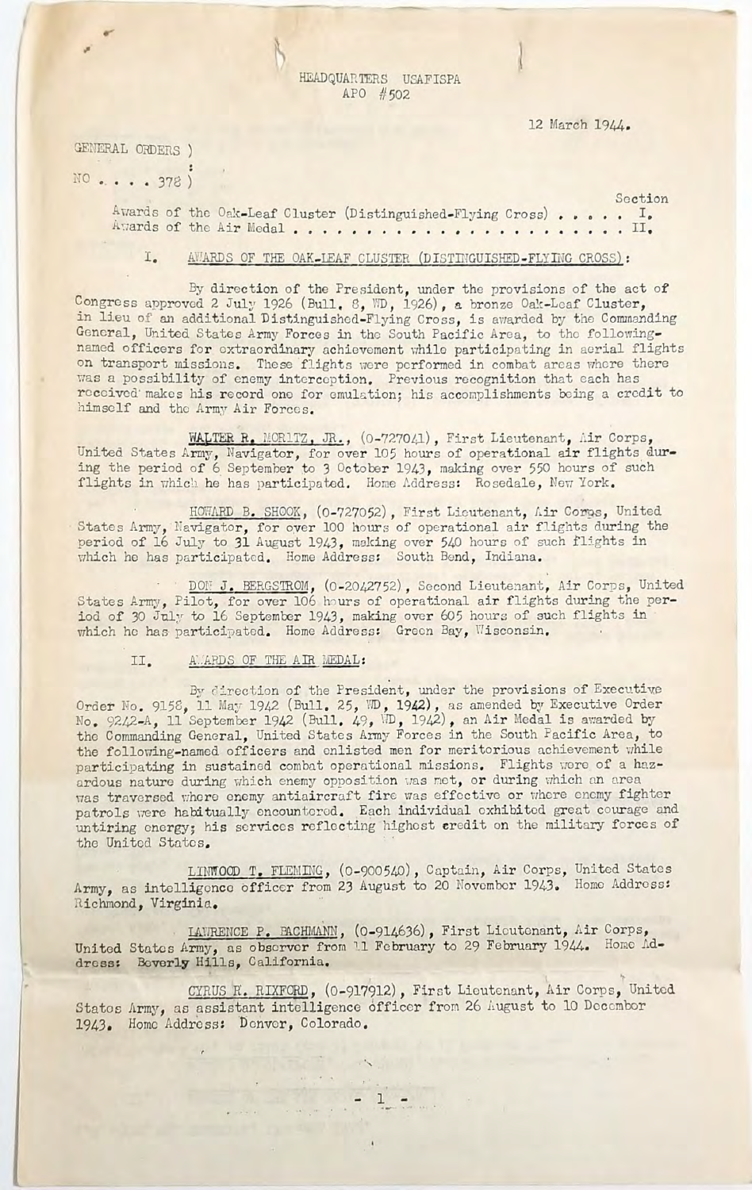HEADQUARTERS USAFISPA
APO #502

12 March 1944.

GENERAL ORDERS )
:
NO . . . . 378 )

| | Section |
|---|---|
| Awards of the Oak-Leaf Cluster (Distinguished-Flying Cross) . . . . . | I. |
| Awards of the Air Medal . . . . . . . . . . . . . . . . . . . . . . . | II. |

I. AWARDS OF THE OAK-LEAF CLUSTER (DISTINGUISHED-FLYING CROSS):

By direction of the President, under the provisions of the act of Congress approved 2 July 1926 (Bull. 8, WD, 1926), a bronze Oak-Leaf Cluster, in lieu of an additional Distinguished-Flying Cross, is awarded by the Commanding General, United States Army Forces in the South Pacific Area, to the following-named officers for extraordinary achievement while participating in aerial flights on transport missions. These flights were performed in combat areas where there was a possibility of enemy interception. Previous recognition that each has received makes his record one for emulation; his accomplishments being a credit to himself and the Army Air Forces.

WALTER R. MORITZ, JR., (0-727041), First Lieutenant, Air Corps, United States Army, Navigator, for over 105 hours of operational air flights during the period of 6 September to 3 October 1943, making over 550 hours of such flights in which he has participated. Home Address: Rosedale, New York.

HOWARD B. SHOOK, (0-727052), First Lieutenant, Air Corps, United States Army, Navigator, for over 100 hours of operational air flights during the period of 16 July to 31 August 1943, making over 540 hours of such flights in which he has participated. Home Address: South Bend, Indiana.

DON J. BERGSTROM, (0-2042752), Second Lieutenant, Air Corps, United States Army, Pilot, for over 106 hours of operational air flights during the period of 30 July to 16 September 1943, making over 605 hours of such flights in which he has participated. Home Address: Green Bay, Wisconsin.

II. AWARDS OF THE AIR MEDAL:

By direction of the President, under the provisions of Executive Order No. 9158, 11 May 1942 (Bull. 25, WD, 1942), as amended by Executive Order No. 9242-A, 11 September 1942 (Bull. 49, WD, 1942), an Air Medal is awarded by the Commanding General, United States Army Forces in the South Pacific Area, to the following-named officers and enlisted men for meritorious achievement while participating in sustained combat operational missions. Flights were of a hazardous nature during which enemy opposition was met, or during which an area was traversed where enemy antiaircraft fire was effective or where enemy fighter patrols were habitually encountered. Each individual exhibited great courage and untiring energy; his services reflecting highest credit on the military forces of the United States.

LINWOOD T. FLEMING, (0-900540), Captain, Air Corps, United States Army, as intelligence officer from 23 August to 20 November 1943. Home Address: Richmond, Virginia.

LAWRENCE P. BACHMANN, (0-914636), First Lieutenant, Air Corps, United States Army, as observer from 11 February to 29 February 1944. Home Address: Beverly Hills, California.

CYRUS R. RIXFORD, (0-917912), First Lieutenant, Air Corps, United States Army, as assistant intelligence officer from 26 August to 10 December 1943. Home Address: Denver, Colorado.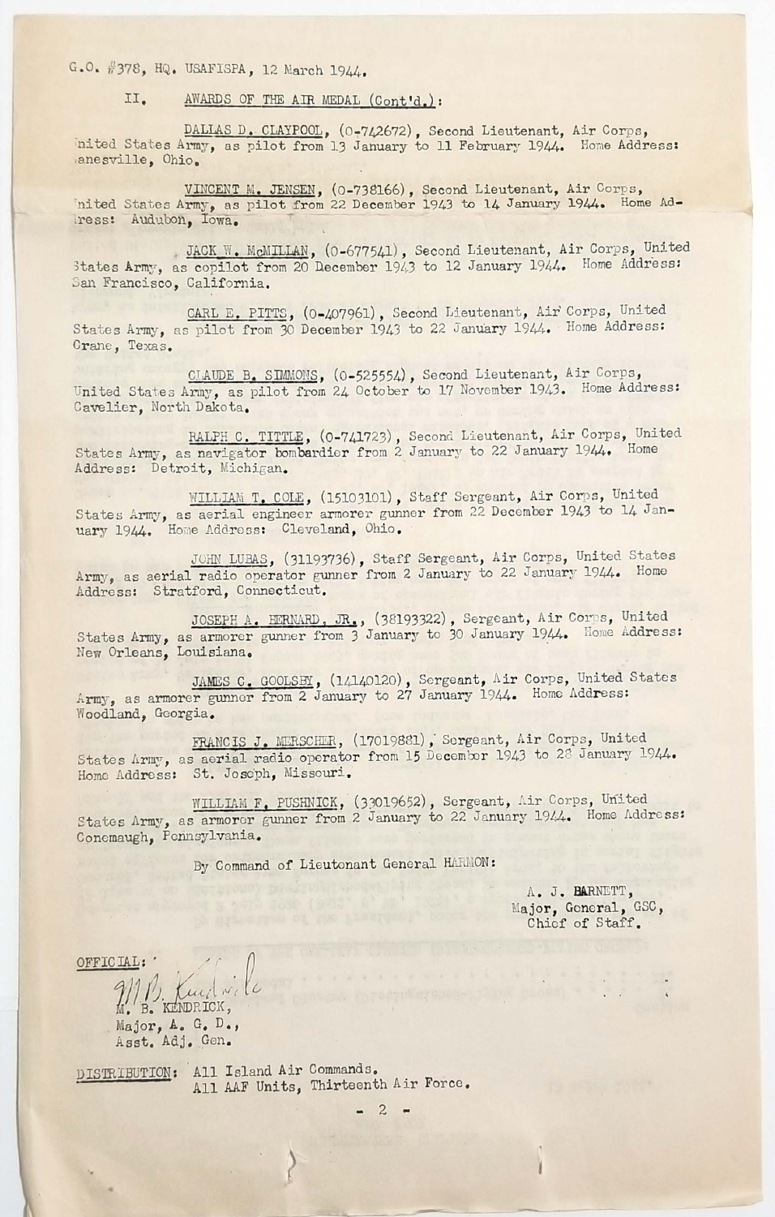G.O. #378, HQ. USAFISPA, 12 March 1944.

II. AWARDS OF THE AIR MEDAL (Cont'd.):

DALLAS D. CLAYPOOL, (O-742672), Second Lieutenant, Air Corps, United States Army, as pilot from 13 January to 11 February 1944. Home Address: Zanesville, Ohio.

VINCENT M. JENSEN, (O-738166), Second Lieutenant, Air Corps, United States Army, as pilot from 22 December 1943 to 14 January 1944. Home Address: Audubon, Iowa.

JACK W. McMILLAN, (O-677541), Second Lieutenant, Air Corps, United States Army, as copilot from 20 December 1943 to 12 January 1944. Home Address: San Francisco, California.

CARL E. PITTS, (O-407961), Second Lieutenant, Air Corps, United States Army, as pilot from 30 December 1943 to 22 January 1944. Home Address: Crane, Texas.

CLAUDE B. SIMMONS, (O-525554), Second Lieutenant, Air Corps, United States Army, as pilot from 24 October to 17 November 1943. Home Address: Cavelier, North Dakota.

RALPH C. TITTLE, (O-741723), Second Lieutenant, Air Corps, United States Army, as navigator bombardier from 2 January to 22 January 1944. Home Address: Detroit, Michigan.

WILLIAM T. COLE, (15103101), Staff Sergeant, Air Corps, United States Army, as aerial engineer armorer gunner from 22 December 1943 to 14 January 1944. Home Address: Cleveland, Ohio.

JOHN LUBAS, (31193736), Staff Sergeant, Air Corps, United States Army, as aerial radio operator gunner from 2 January to 22 January 1944. Home Address: Stratford, Connecticut.

JOSEPH A. HERNARD, JR., (38193322), Sergeant, Air Corps, United States Army, as armorer gunner from 3 January to 30 January 1944. Home Address: New Orleans, Louisiana.

JAMES C. GOOLSBY, (14140120), Sergeant, Air Corps, United States Army, as armorer gunner from 2 January to 27 January 1944. Home Address: Woodland, Georgia.

FRANCIS J. MERSCHER, (17019881), Sergeant, Air Corps, United States Army, as aerial radio operator from 15 December 1943 to 28 January 1944. Home Address: St. Joseph, Missouri.

WILLIAM F. PUSHNICK, (33019652), Sergeant, Air Corps, United States Army, as armorer gunner from 2 January to 22 January 1944. Home Address: Conemaugh, Pennsylvania.

By Command of Lieutenant General HARMON:

A. J. BARNETT,
Major, General, GSC,
Chief of Staff.

OFFICIAL:

M. B. Kendrick

M. B. KENDRICK,
Major, A. G. D.,
Asst. Adj. Gen.

DISTRIBUTION: All Island Air Commands.
All AAF Units, Thirteenth Air Force.